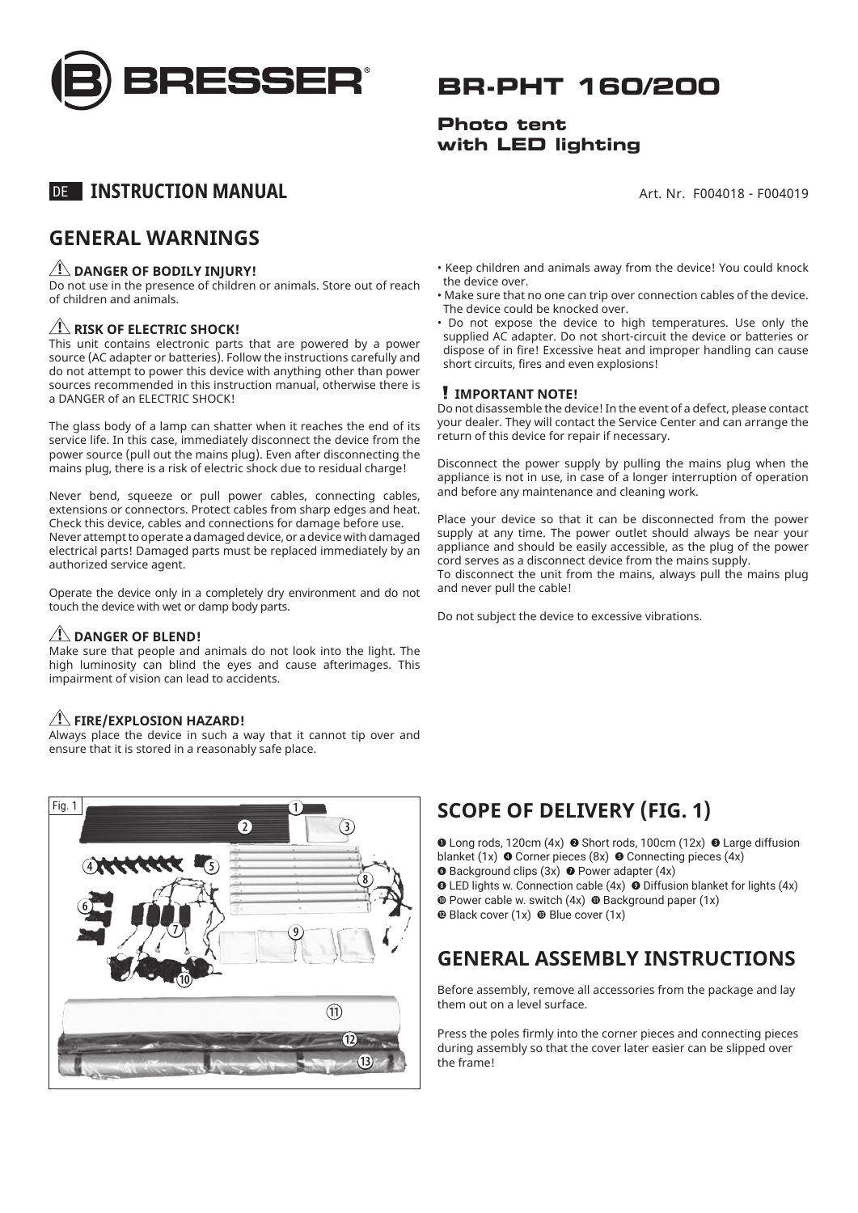# BRESSER

# BR-PHT 160/200

**Photo tent with LED lighting**

DE **INSTRUCTION MANUAL**

Art. Nr. F004018 - F004019

## GENERAL WARNINGS

### ⚠ DANGER OF BODILY INJURY!

Do not use in the presence of children or animals. Store out of reach of children and animals.

### ⚠ RISK OF ELECTRIC SHOCK!

This unit contains electronic parts that are powered by a power source (AC adapter or batteries). Follow the instructions carefully and do not attempt to power this device with anything other than power sources recommended in this instruction manual, otherwise there is a DANGER of an ELECTRIC SHOCK!

The glass body of a lamp can shatter when it reaches the end of its service life. In this case, immediately disconnect the device from the power source (pull out the mains plug). Even after disconnecting the mains plug, there is a risk of electric shock due to residual charge!

Never bend, squeeze or pull power cables, connecting cables, extensions or connectors. Protect cables from sharp edges and heat. Check this device, cables and connections for damage before use. Never attempt to operate a damaged device, or a device with damaged electrical parts! Damaged parts must be replaced immediately by an authorized service agent.

Operate the device only in a completely dry environment and do not touch the device with wet or damp body parts.

### ⚠ DANGER OF BLEND!

Make sure that people and animals do not look into the light. The high luminosity can blind the eyes and cause afterimages. This impairment of vision can lead to accidents.

### ⚠ FIRE/EXPLOSION HAZARD!

Always place the device in such a way that it cannot tip over and ensure that it is stored in a reasonably safe place.

- Keep children and animals away from the device! You could knock the device over.
- Make sure that no one can trip over connection cables of the device. The device could be knocked over.
- Do not expose the device to high temperatures. Use only the supplied AC adapter. Do not short-circuit the device or batteries or dispose of in fire! Excessive heat and improper handling can cause short circuits, fires and even explosions!

### ! IMPORTANT NOTE!

Do not disassemble the device! In the event of a defect, please contact your dealer. They will contact the Service Center and can arrange the return of this device for repair if necessary.

Disconnect the power supply by pulling the mains plug when the appliance is not in use, in case of a longer interruption of operation and before any maintenance and cleaning work.

Place your device so that it can be disconnected from the power supply at any time. The power outlet should always be near your appliance and should be easily accessible, as the plug of the power cord serves as a disconnect device from the mains supply.
To disconnect the unit from the mains, always pull the mains plug and never pull the cable!

Do not subject the device to excessive vibrations.

Fig. 1

## SCOPE OF DELIVERY (FIG. 1)

❶ Long rods, 120cm (4x) ❷ Short rods, 100cm (12x) ❸ Large diffusion blanket (1x) ❹ Corner pieces (8x) ❺ Connecting pieces (4x)
❻ Background clips (3x) ❼ Power adapter (4x)
❽ LED lights w. Connection cable (4x) ❾ Diffusion blanket for lights (4x)
❿ Power cable w. switch (4x) ⓫ Background paper (1x)
⓬ Black cover (1x) ⓭ Blue cover (1x)

## GENERAL ASSEMBLY INSTRUCTIONS

Before assembly, remove all accessories from the package and lay them out on a level surface.

Press the poles firmly into the corner pieces and connecting pieces during assembly so that the cover later easier can be slipped over the frame!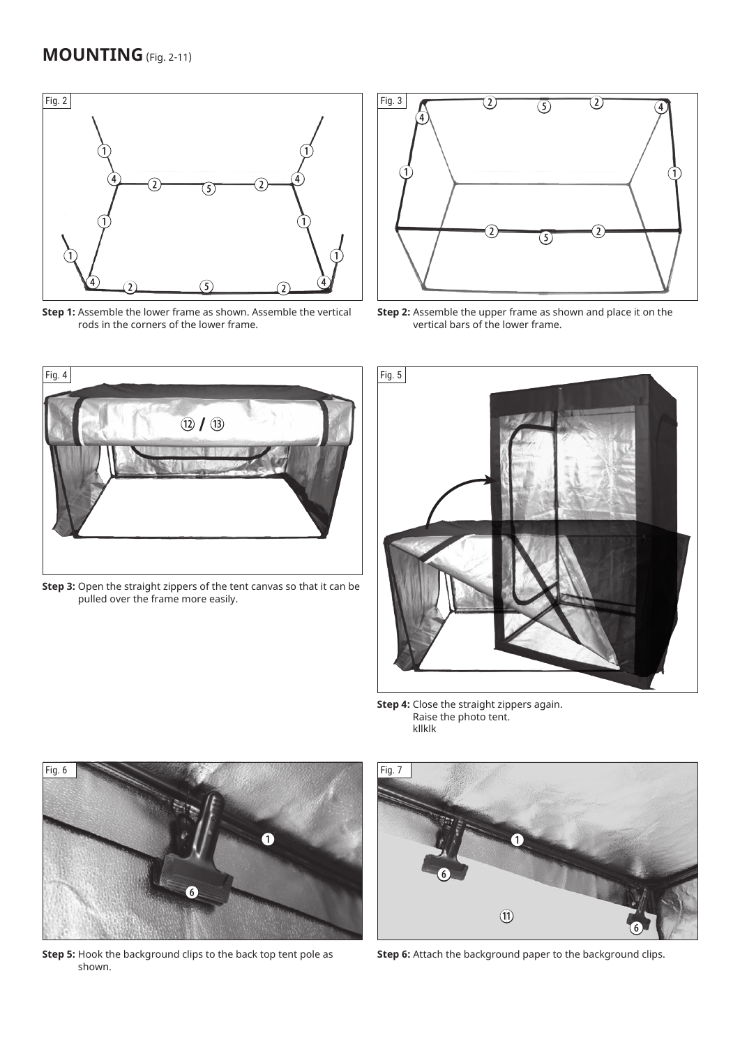# MOUNTING (Fig. 2-11)

Fig. 2

**Step 1:** Assemble the lower frame as shown. Assemble the vertical rods in the corners of the lower frame.

Fig. 3

**Step 2:** Assemble the upper frame as shown and place it on the vertical bars of the lower frame.

Fig. 4

**Step 3:** Open the straight zippers of the tent canvas so that it can be pulled over the frame more easily.

Fig. 5

**Step 4:** Close the straight zippers again. Raise the photo tent. kllklk

Fig. 6

**Step 5:** Hook the background clips to the back top tent pole as shown.

Fig. 7

**Step 6:** Attach the background paper to the background clips.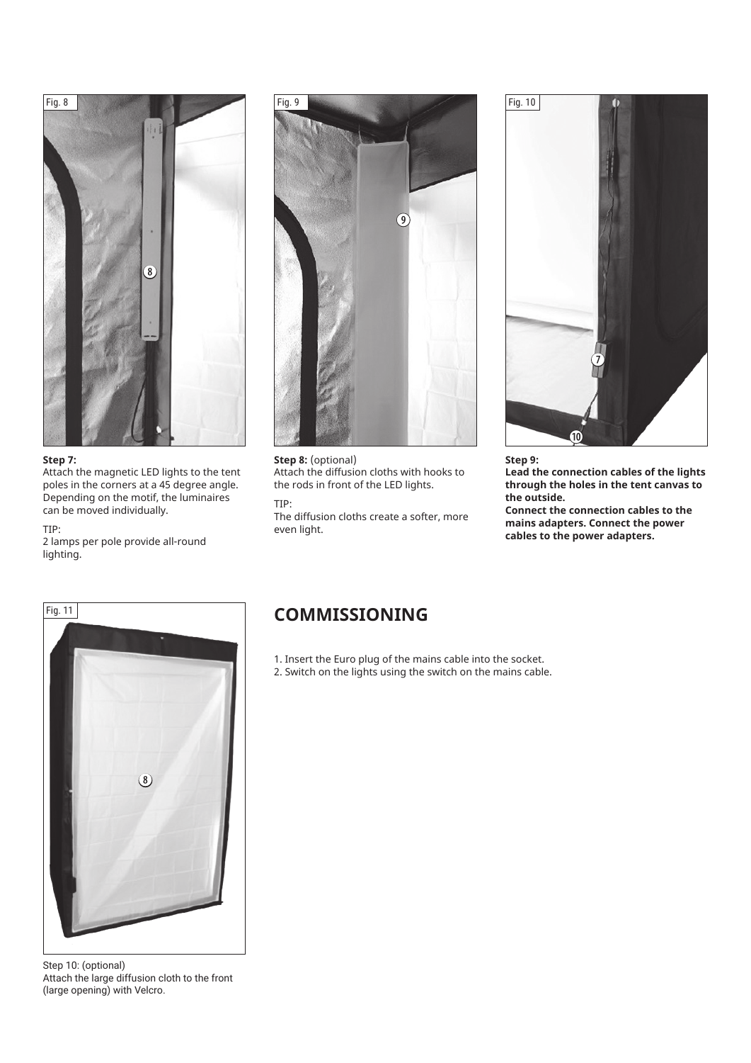Fig. 8

**Step 7:**
Attach the magnetic LED lights to the tent poles in the corners at a 45 degree angle. Depending on the motif, the luminaires can be moved individually.

TIP:
2 lamps per pole provide all-round lighting.

Fig. 9

**Step 8:** (optional)
Attach the diffusion cloths with hooks to the rods in front of the LED lights.

TIP:
The diffusion cloths create a softer, more even light.

Fig. 10

**Step 9:**
**Lead the connection cables of the lights through the holes in the tent canvas to the outside.**
**Connect the connection cables to the mains adapters. Connect the power cables to the power adapters.**

Fig. 11

Step 10: (optional)
Attach the large diffusion cloth to the front (large opening) with Velcro.

## COMMISSIONING

1. Insert the Euro plug of the mains cable into the socket.
2. Switch on the lights using the switch on the mains cable.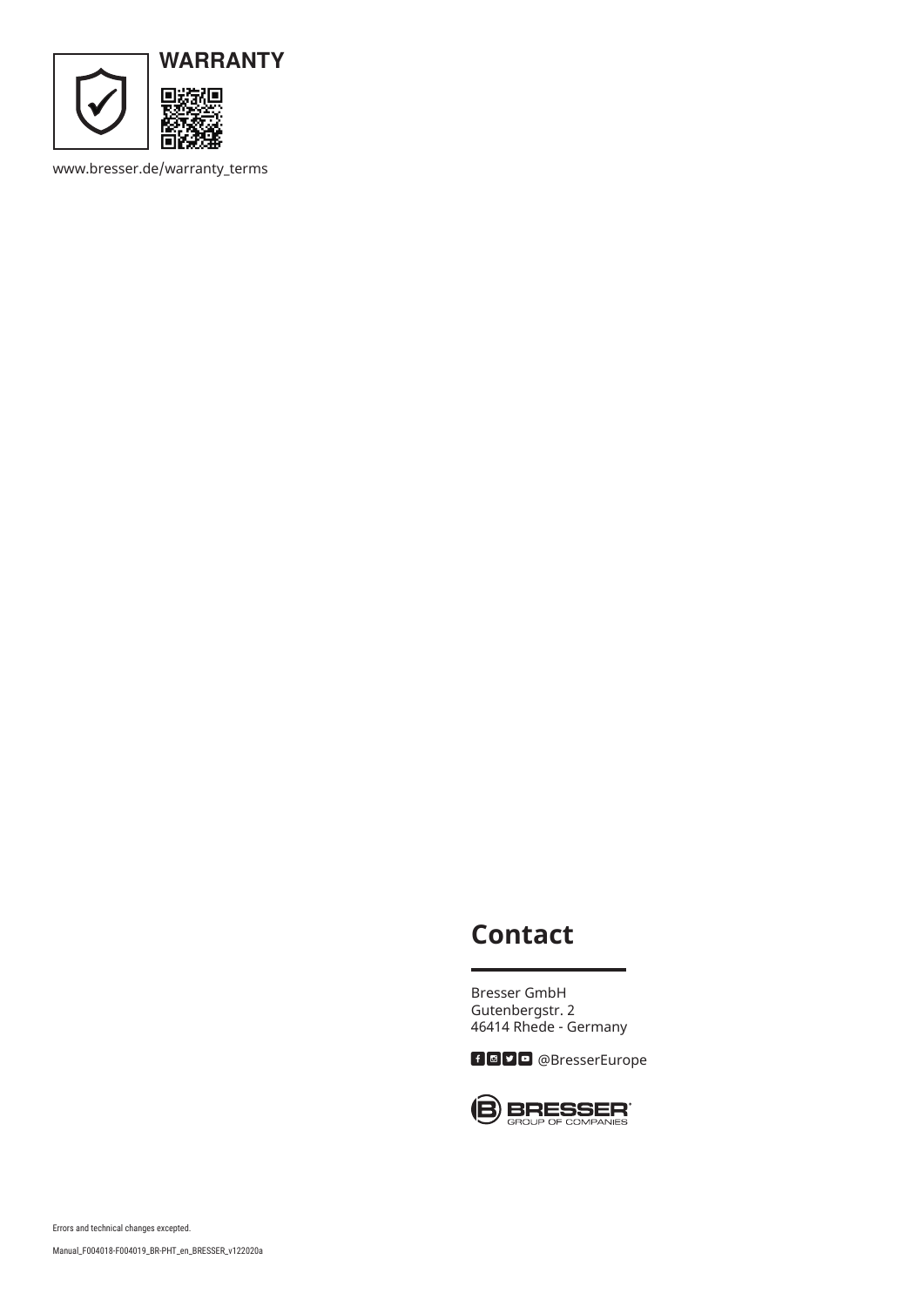## WARRANTY

www.bresser.de/warranty_terms

## Contact

Bresser GmbH
Gutenbergstr. 2
46414 Rhede - Germany

@BresserEurope

BRESSER GROUP OF COMPANIES

Errors and technical changes excepted.

Manual_F004018-F004019_BR-PHT_en_BRESSER_v122020a